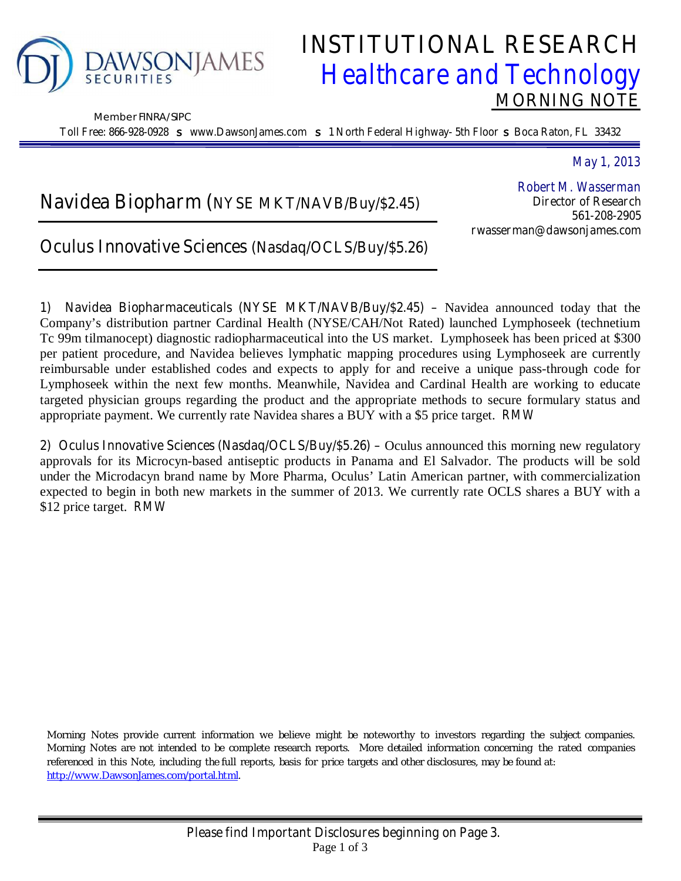DAWSONJAMES SECURITIES

Member FINRA/SIPC

Toll Free: 866-928-0928 ▪ www.DawsonJames.com ▪ 1 North Federal Highway- 5th Floor ▪ Boca Raton, FL 33432

# INSTITUTIONAL RESEARCH
## Healthcare and Technology
### MORNING NOTE

May 1, 2013

Robert M. Wasserman
Director of Research
561-208-2905
rwasserman@dawsonjames.com

## Navidea Biopharm (NYSE MKT/NAVB/Buy/$2.45)

## Oculus Innovative Sciences (Nasdaq/OCLS/Buy/$5.26)

1) Navidea Biopharmaceuticals (NYSE MKT/NAVB/Buy/$2.45) – Navidea announced today that the Company's distribution partner Cardinal Health (NYSE/CAH/Not Rated) launched Lymphoseek (technetium Tc 99m tilmanocept) diagnostic radiopharmaceutical into the US market. Lymphoseek has been priced at $300 per patient procedure, and Navidea believes lymphatic mapping procedures using Lymphoseek are currently reimbursable under established codes and expects to apply for and receive a unique pass-through code for Lymphoseek within the next few months. Meanwhile, Navidea and Cardinal Health are working to educate targeted physician groups regarding the product and the appropriate methods to secure formulary status and appropriate payment. We currently rate Navidea shares a BUY with a $5 price target. RMW

2) Oculus Innovative Sciences (Nasdaq/OCLS/Buy/$5.26) – Oculus announced this morning new regulatory approvals for its Microcyn-based antiseptic products in Panama and El Salvador. The products will be sold under the Microdacyn brand name by More Pharma, Oculus' Latin American partner, with commercialization expected to begin in both new markets in the summer of 2013. We currently rate OCLS shares a BUY with a $12 price target. RMW

Morning Notes provide current information we believe might be noteworthy to investors regarding the subject companies. Morning Notes are not intended to be complete research reports. More detailed information concerning the rated companies referenced in this Note, including the full reports, basis for price targets and other disclosures, may be found at: http://www.DawsonJames.com/portal.html.

Please find Important Disclosures beginning on Page 3.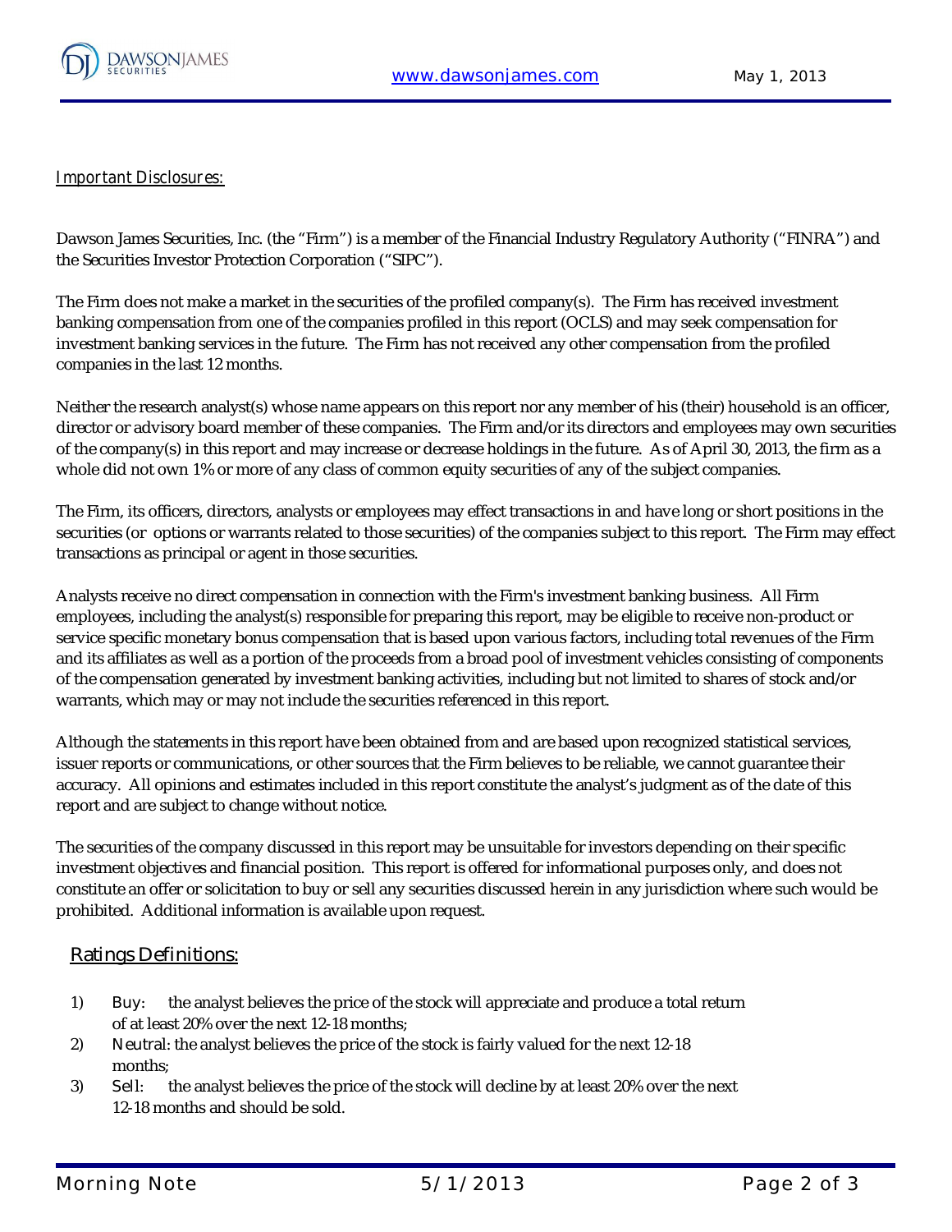## *Important Disclosures:*

Dawson James Securities, Inc. (the "Firm") is a member of the Financial Industry Regulatory Authority ("FINRA") and the Securities Investor Protection Corporation ("SIPC").

The Firm does not make a market in the securities of the profiled company(s). The Firm has received investment banking compensation from one of the companies profiled in this report (OCLS) and may seek compensation for investment banking services in the future. The Firm has not received any other compensation from the profiled companies in the last 12 months.

Neither the research analyst(s) whose name appears on this report nor any member of his (their) household is an officer, director or advisory board member of these companies. The Firm and/or its directors and employees may own securities of the company(s) in this report and may increase or decrease holdings in the future. As of April 30, 2013, the firm as a whole did not own 1% or more of any class of common equity securities of any of the subject companies.

The Firm, its officers, directors, analysts or employees may effect transactions in and have long or short positions in the securities (or options or warrants related to those securities) of the companies subject to this report. The Firm may effect transactions as principal or agent in those securities.

Analysts receive no direct compensation in connection with the Firm's investment banking business. All Firm employees, including the analyst(s) responsible for preparing this report, may be eligible to receive non-product or service specific monetary bonus compensation that is based upon various factors, including total revenues of the Firm and its affiliates as well as a portion of the proceeds from a broad pool of investment vehicles consisting of components of the compensation generated by investment banking activities, including but not limited to shares of stock and/or warrants, which may or may not include the securities referenced in this report.

Although the statements in this report have been obtained from and are based upon recognized statistical services, issuer reports or communications, or other sources that the Firm believes to be reliable, we cannot guarantee their accuracy. All opinions and estimates included in this report constitute the analyst's judgment as of the date of this report and are subject to change without notice.

The securities of the company discussed in this report may be unsuitable for investors depending on their specific investment objectives and financial position. This report is offered for informational purposes only, and does not constitute an offer or solicitation to buy or sell any securities discussed herein in any jurisdiction where such would be prohibited. Additional information is available upon request.

## Ratings Definitions:

1) Buy: the analyst believes the price of the stock will appreciate and produce a total return of at least 20% over the next 12-18 months;
2) Neutral: the analyst believes the price of the stock is fairly valued for the next 12-18 months;
3) Sell: the analyst believes the price of the stock will decline by at least 20% over the next 12-18 months and should be sold.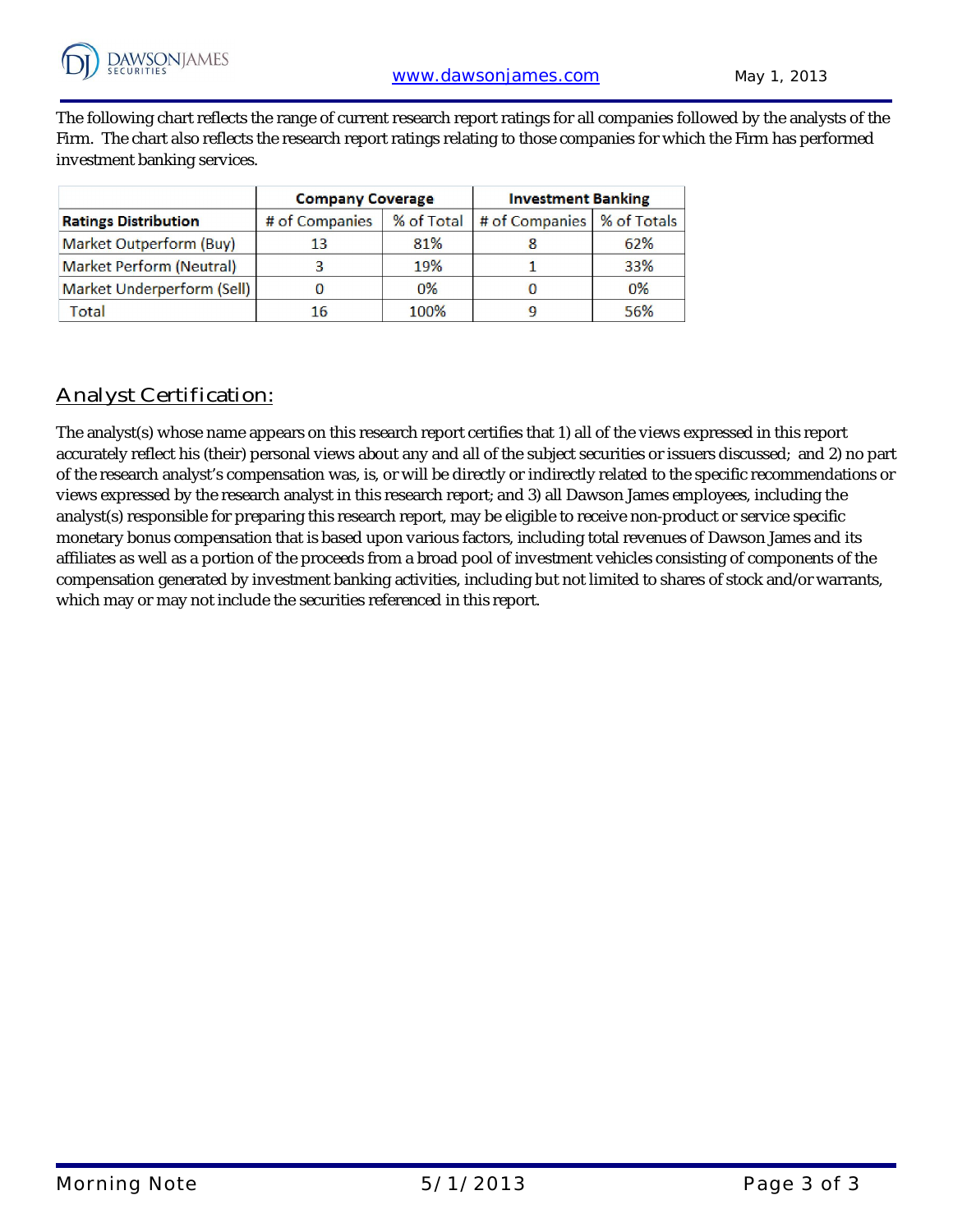The following chart reflects the range of current research report ratings for all companies followed by the analysts of the Firm. The chart also reflects the research report ratings relating to those companies for which the Firm has performed investment banking services.

| | Company Coverage | | Investment Banking | |
|---|---|---|---|---|
| **Ratings Distribution** | # of Companies | % of Total | # of Companies | % of Totals |
| Market Outperform (Buy) | 13 | 81% | 8 | 62% |
| Market Perform (Neutral) | 3 | 19% | 1 | 33% |
| Market Underperform (Sell) | 0 | 0% | 0 | 0% |
| Total | 16 | 100% | 9 | 56% |

## Analyst Certification:

The analyst(s) whose name appears on this research report certifies that 1) all of the views expressed in this report accurately reflect his (their) personal views about any and all of the subject securities or issuers discussed; and 2) no part of the research analyst's compensation was, is, or will be directly or indirectly related to the specific recommendations or views expressed by the research analyst in this research report; and 3) all Dawson James employees, including the analyst(s) responsible for preparing this research report, may be eligible to receive non-product or service specific monetary bonus compensation that is based upon various factors, including total revenues of Dawson James and its affiliates as well as a portion of the proceeds from a broad pool of investment vehicles consisting of components of the compensation generated by investment banking activities, including but not limited to shares of stock and/or warrants, which may or may not include the securities referenced in this report.